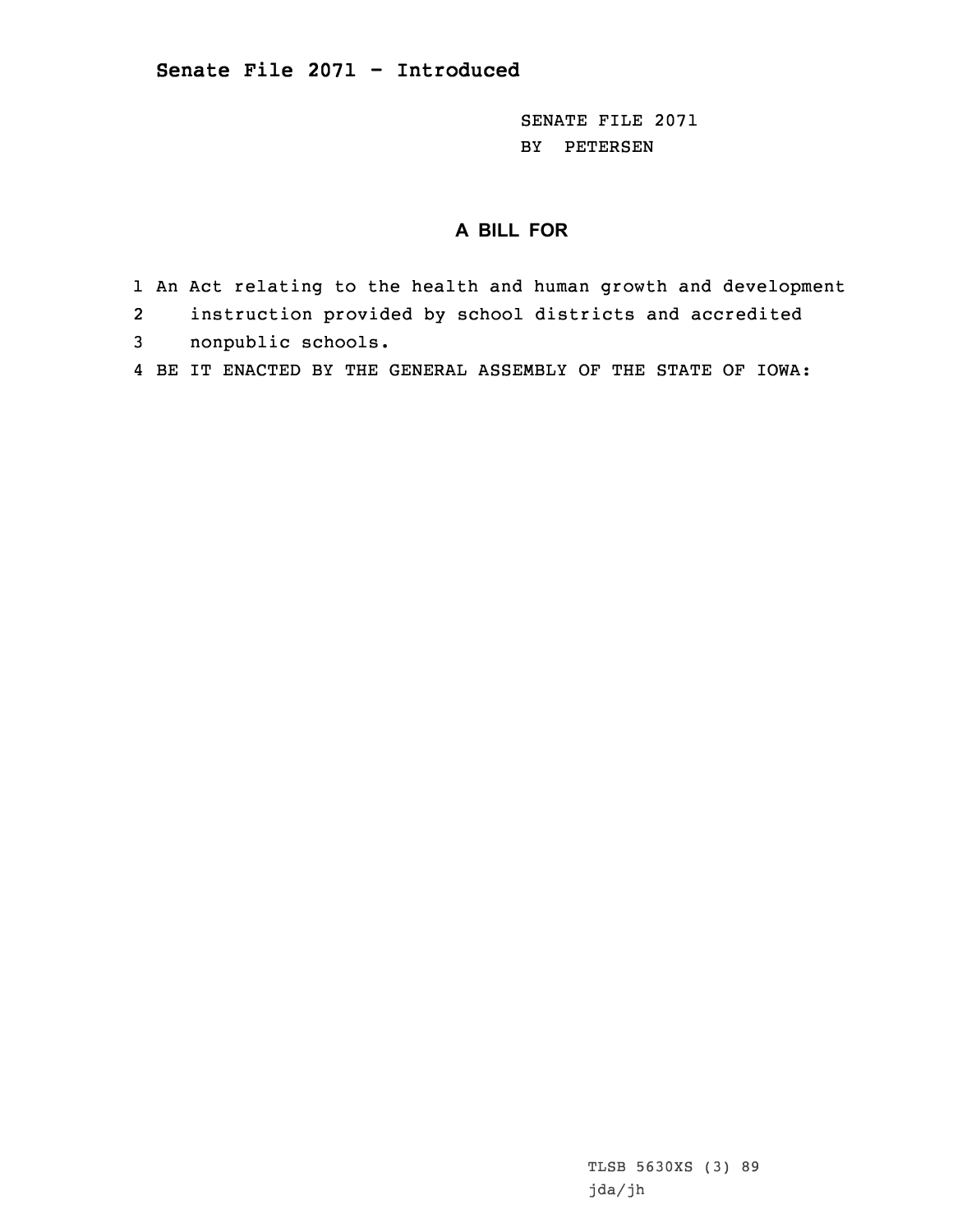**Senate File 2071 - Introduced**

SENATE FILE 2071
BY PETERSEN

## A BILL FOR

1 An Act relating to the health and human growth and development
2 instruction provided by school districts and accredited
3 nonpublic schools.
4 BE IT ENACTED BY THE GENERAL ASSEMBLY OF THE STATE OF IOWA:

TLSB 5630XS (3) 89
jda/jh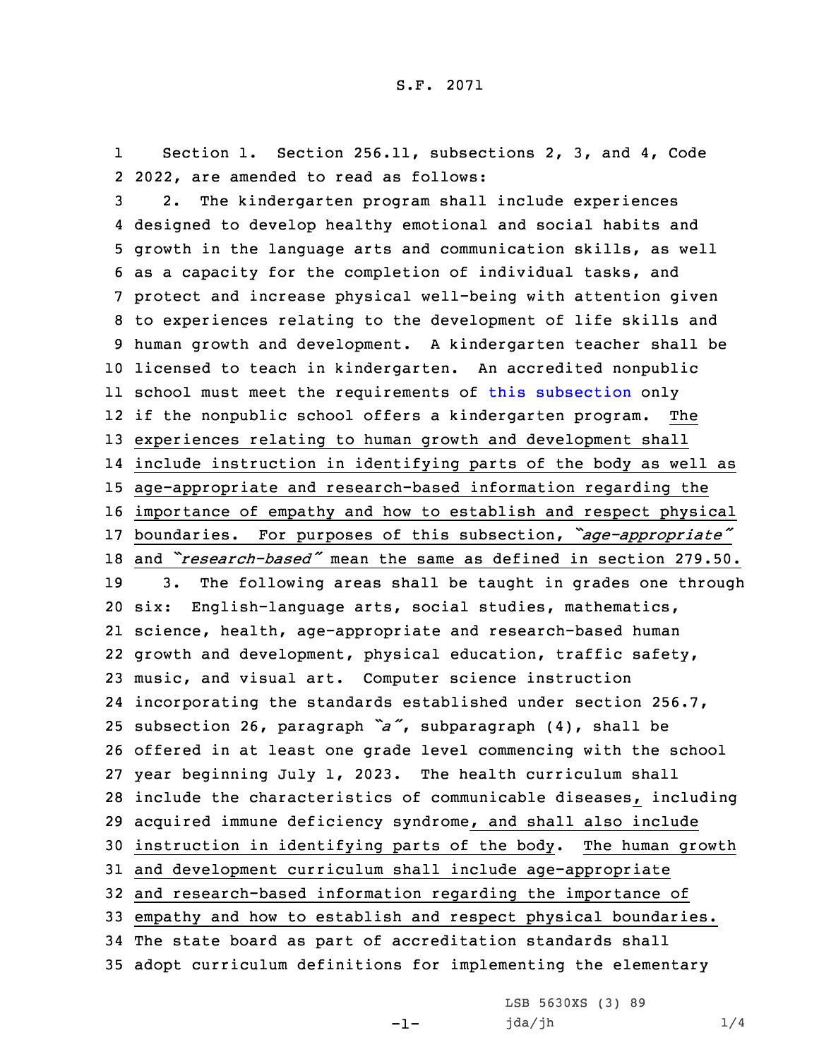S.F. 2071

1 Section 1. Section 256.11, subsections 2, 3, and 4, Code
2 2022, are amended to read as follows:

3 2. The kindergarten program shall include experiences
4 designed to develop healthy emotional and social habits and
5 growth in the language arts and communication skills, as well
6 as a capacity for the completion of individual tasks, and
7 protect and increase physical well-being with attention given
8 to experiences relating to the development of life skills and
9 human growth and development. A kindergarten teacher shall be
10 licensed to teach in kindergarten. An accredited nonpublic
11 school must meet the requirements of this subsection only
12 if the nonpublic school offers a kindergarten program. The
13 experiences relating to human growth and development shall
14 include instruction in identifying parts of the body as well as
15 age-appropriate and research-based information regarding the
16 importance of empathy and how to establish and respect physical
17 boundaries. For purposes of this subsection, *"age-appropriate"*
18 and *"research-based"* mean the same as defined in section 279.50.

19 3. The following areas shall be taught in grades one through
20 six: English-language arts, social studies, mathematics,
21 science, health, age-appropriate and research-based human
22 growth and development, physical education, traffic safety,
23 music, and visual art. Computer science instruction
24 incorporating the standards established under section 256.7,
25 subsection 26, paragraph *"a"*, subparagraph (4), shall be
26 offered in at least one grade level commencing with the school
27 year beginning July 1, 2023. The health curriculum shall
28 include the characteristics of communicable diseases, including
29 acquired immune deficiency syndrome, and shall also include
30 instruction in identifying parts of the body. The human growth
31 and development curriculum shall include age-appropriate
32 and research-based information regarding the importance of
33 empathy and how to establish and respect physical boundaries.
34 The state board as part of accreditation standards shall
35 adopt curriculum definitions for implementing the elementary

LSB 5630XS (3) 89
jda/jh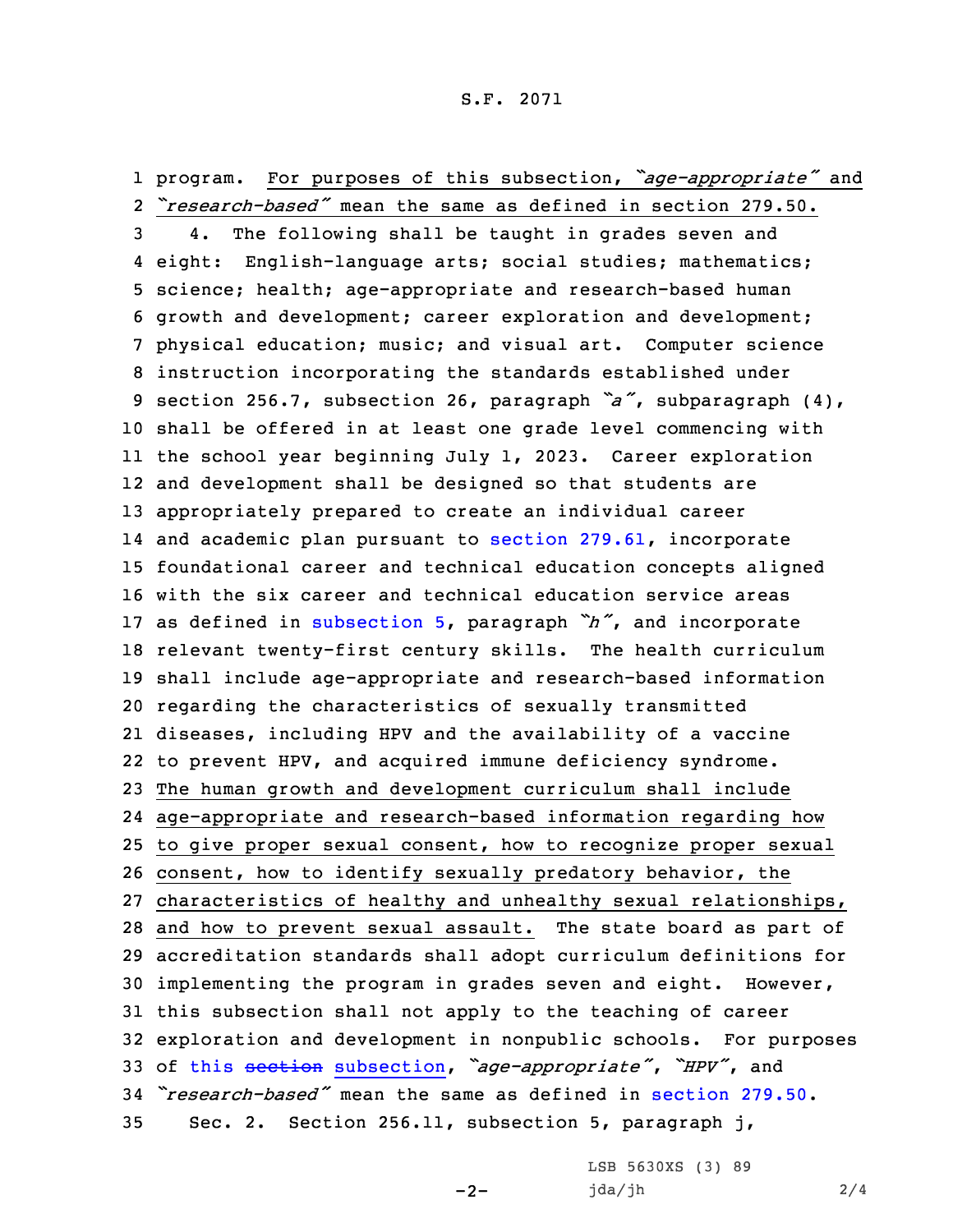program. For purposes of this subsection, *"age-appropriate"* and *"research-based"* mean the same as defined in section 279.50.

4. The following shall be taught in grades seven and eight: English-language arts; social studies; mathematics; science; health; age-appropriate and research-based human growth and development; career exploration and development; physical education; music; and visual art. Computer science instruction incorporating the standards established under section 256.7, subsection 26, paragraph *"a"*, subparagraph (4), shall be offered in at least one grade level commencing with the school year beginning July 1, 2023. Career exploration and development shall be designed so that students are appropriately prepared to create an individual career and academic plan pursuant to section 279.61, incorporate foundational career and technical education concepts aligned with the six career and technical education service areas as defined in subsection 5, paragraph *"h"*, and incorporate relevant twenty-first century skills. The health curriculum shall include age-appropriate and research-based information regarding the characteristics of sexually transmitted diseases, including HPV and the availability of a vaccine to prevent HPV, and acquired immune deficiency syndrome. The human growth and development curriculum shall include age-appropriate and research-based information regarding how to give proper sexual consent, how to recognize proper sexual consent, how to identify sexually predatory behavior, the characteristics of healthy and unhealthy sexual relationships, and how to prevent sexual assault. The state board as part of accreditation standards shall adopt curriculum definitions for implementing the program in grades seven and eight. However, this subsection shall not apply to the teaching of career exploration and development in nonpublic schools. For purposes of this ~~section~~ subsection, *"age-appropriate"*, *"HPV"*, and *"research-based"* mean the same as defined in section 279.50.

Sec. 2. Section 256.11, subsection 5, paragraph j,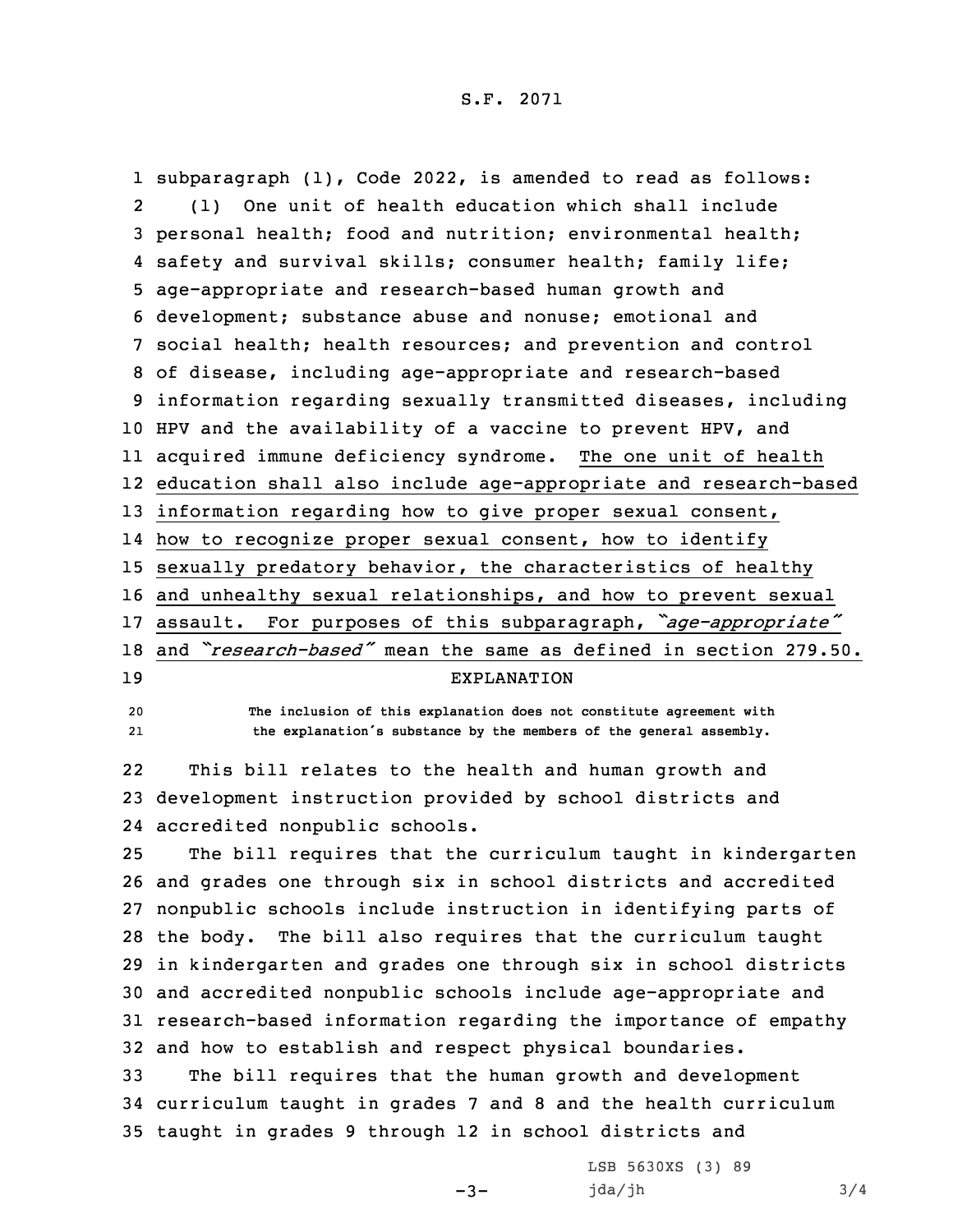subparagraph (1), Code 2022, is amended to read as follows:

(1) One unit of health education which shall include personal health; food and nutrition; environmental health; safety and survival skills; consumer health; family life; age-appropriate and research-based human growth and development; substance abuse and nonuse; emotional and social health; health resources; and prevention and control of disease, including age-appropriate and research-based information regarding sexually transmitted diseases, including HPV and the availability of a vaccine to prevent HPV, and acquired immune deficiency syndrome. The one unit of health education shall also include age-appropriate and research-based information regarding how to give proper sexual consent, how to recognize proper sexual consent, how to identify sexually predatory behavior, the characteristics of healthy and unhealthy sexual relationships, and how to prevent sexual assault. For purposes of this subparagraph, *"age-appropriate"* and *"research-based"* mean the same as defined in section 279.50.

EXPLANATION

**The inclusion of this explanation does not constitute agreement with the explanation's substance by the members of the general assembly.**

This bill relates to the health and human growth and development instruction provided by school districts and accredited nonpublic schools.

The bill requires that the curriculum taught in kindergarten and grades one through six in school districts and accredited nonpublic schools include instruction in identifying parts of the body. The bill also requires that the curriculum taught in kindergarten and grades one through six in school districts and accredited nonpublic schools include age-appropriate and research-based information regarding the importance of empathy and how to establish and respect physical boundaries.

The bill requires that the human growth and development curriculum taught in grades 7 and 8 and the health curriculum taught in grades 9 through 12 in school districts and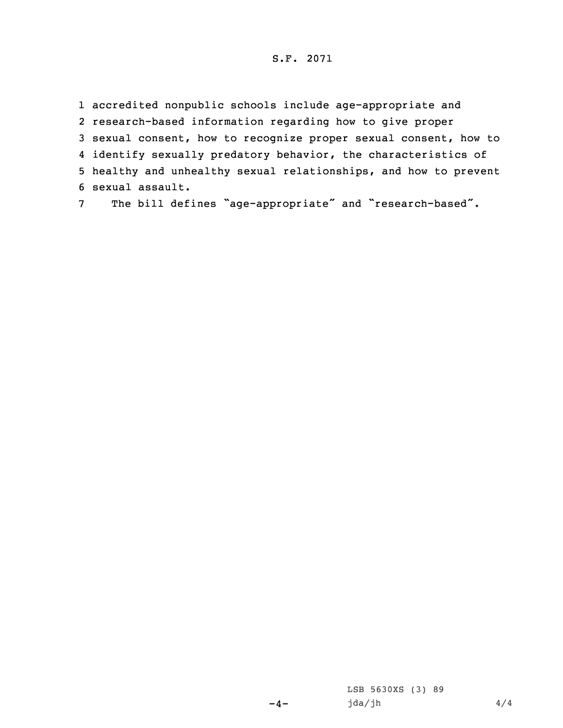accredited nonpublic schools include age-appropriate and research-based information regarding how to give proper sexual consent, how to recognize proper sexual consent, how to identify sexually predatory behavior, the characteristics of healthy and unhealthy sexual relationships, and how to prevent sexual assault.

The bill defines "age-appropriate" and "research-based".